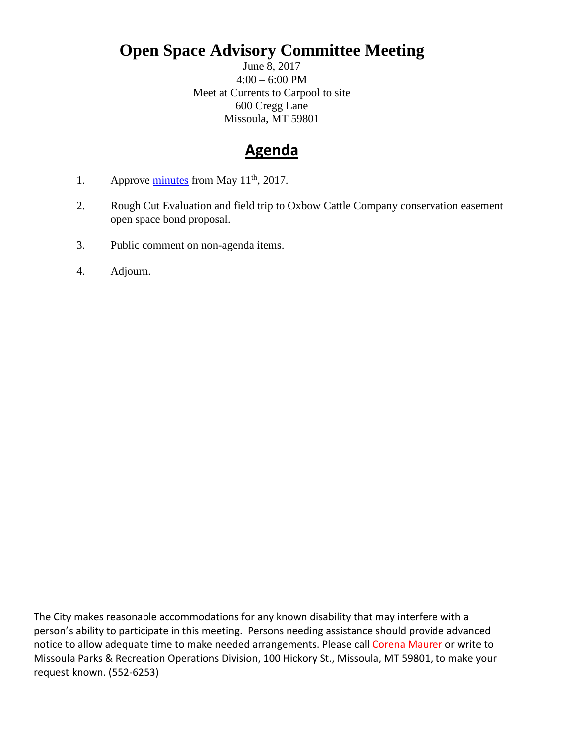# Open Space Advisory Committee Meeting

June 8, 2017
4:00 – 6:00 PM
Meet at Currents to Carpool to site
600 Cregg Lane
Missoula, MT 59801

## Agenda

1. Approve minutes from May 11th, 2017.

2. Rough Cut Evaluation and field trip to Oxbow Cattle Company conservation easement open space bond proposal.

3. Public comment on non-agenda items.

4. Adjourn.

The City makes reasonable accommodations for any known disability that may interfere with a person's ability to participate in this meeting. Persons needing assistance should provide advanced notice to allow adequate time to make needed arrangements. Please call Corena Maurer or write to Missoula Parks & Recreation Operations Division, 100 Hickory St., Missoula, MT 59801, to make your request known. (552-6253)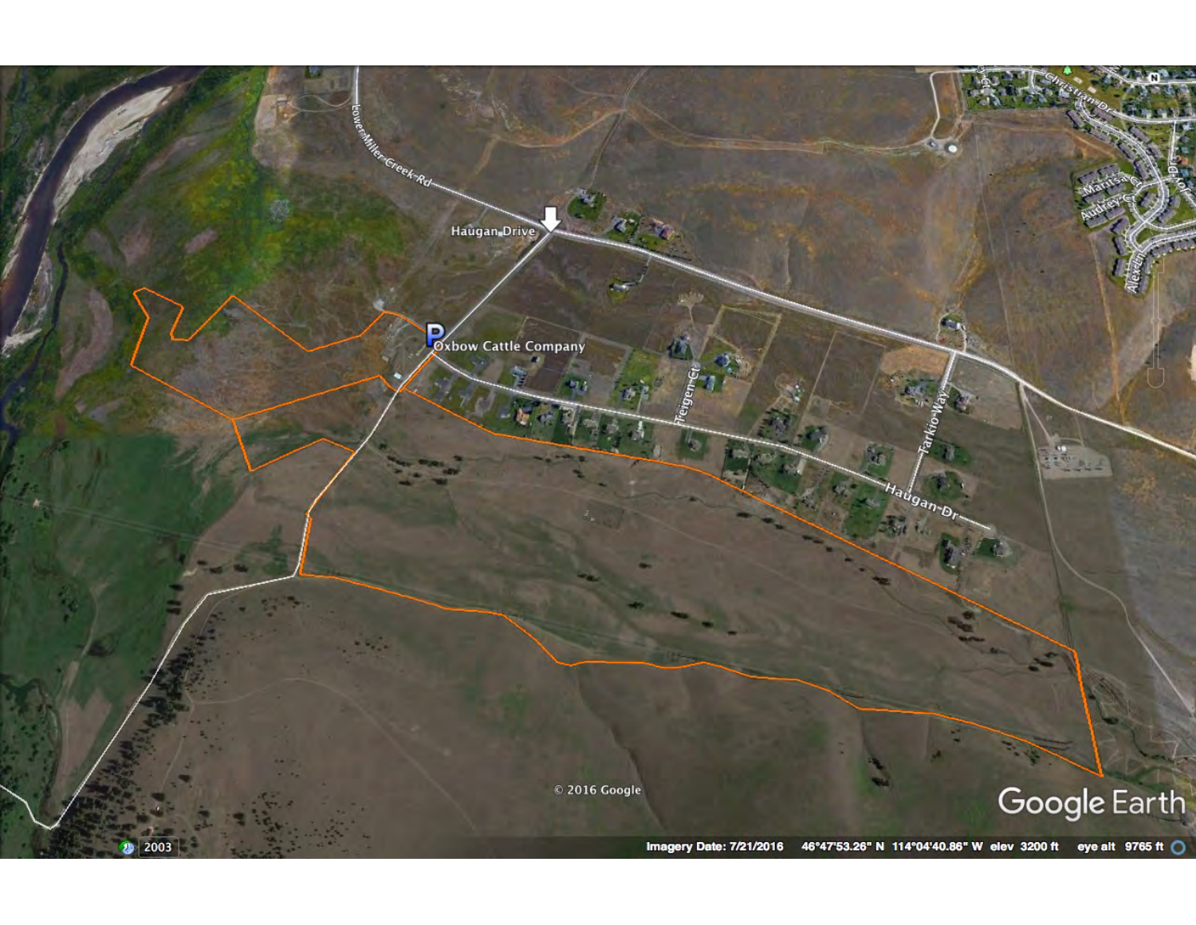Lower Miller Creek Rd

Haugan Drive

Oxbow Cattle Company

Teigen Ct

Tarkio Way

Haugan Dr

Christian Dr

Marissa Ct

Audrey Ct

Alexis

© 2016 Google

Google Earth

2003

Imagery Date: 7/21/2016 46°47'53.26" N 114°04'40.86" W elev 3200 ft eye alt 9765 ft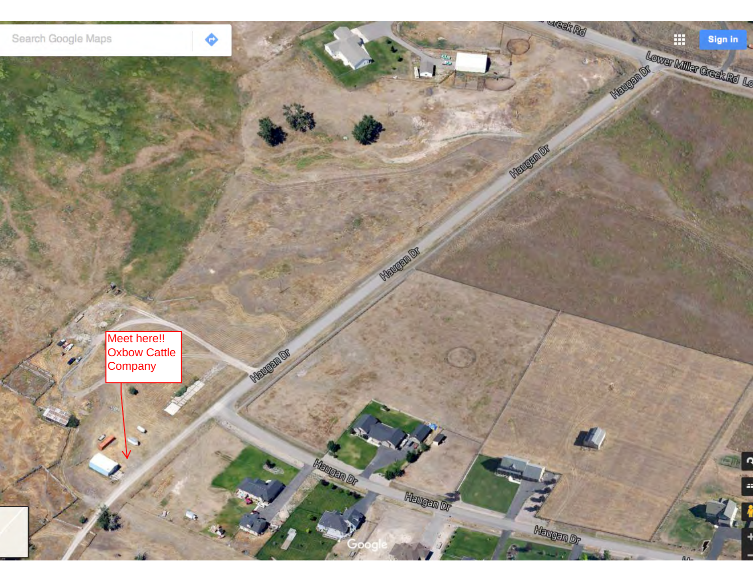Meet here!!
Oxbow Cattle
Company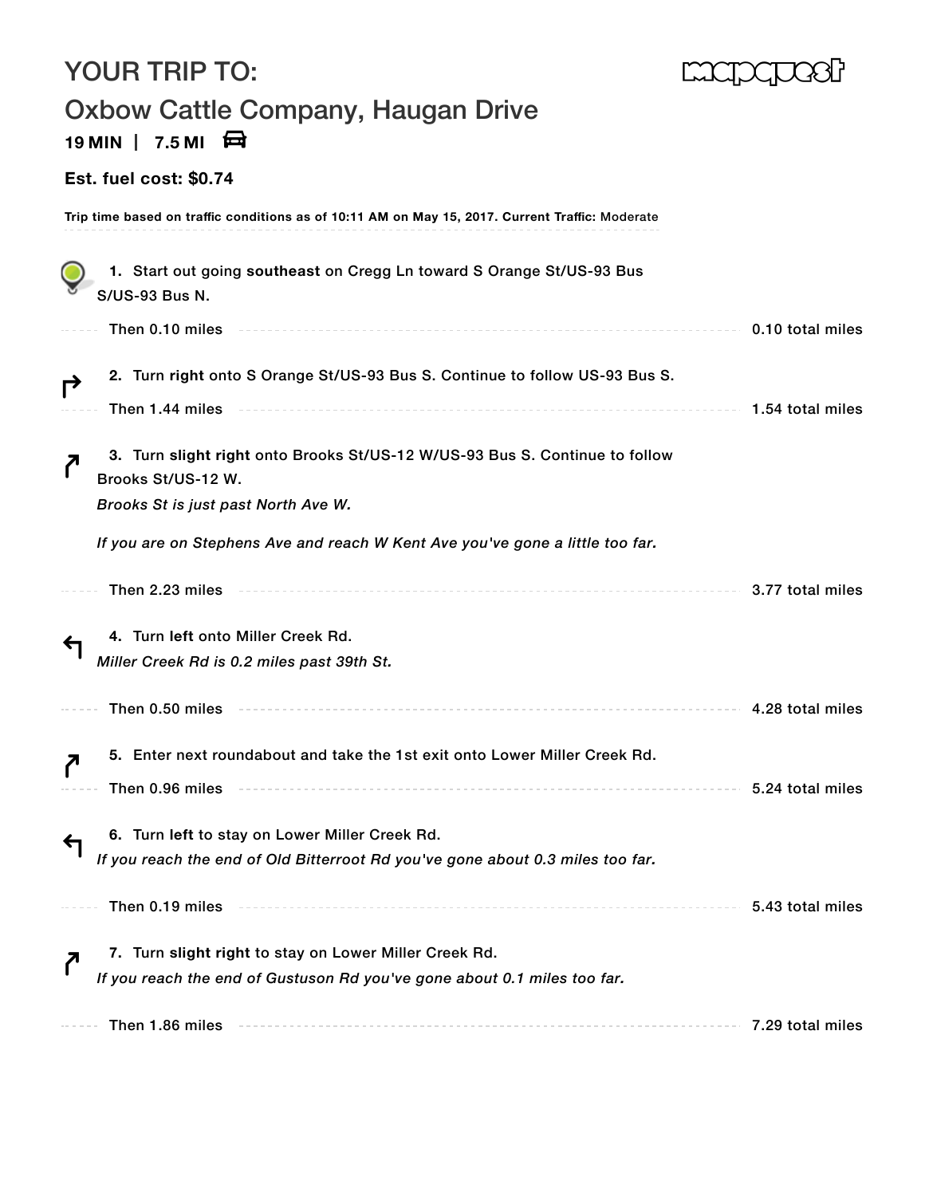# YOUR TRIP TO:

## Oxbow Cattle Company, Haugan Drive

**19 MIN | 7.5 MI**

**Est. fuel cost: $0.74**

**Trip time based on traffic conditions as of 10:11 AM on May 15, 2017. Current Traffic:** Moderate

1. Start out going **southeast** on Cregg Ln toward S Orange St/US-93 Bus S/US-93 Bus N.

   Then 0.10 miles — 0.10 total miles

2. Turn **right** onto S Orange St/US-93 Bus S. Continue to follow US-93 Bus S.

   Then 1.44 miles — 1.54 total miles

3. Turn **slight right** onto Brooks St/US-12 W/US-93 Bus S. Continue to follow Brooks St/US-12 W.

   *Brooks St is just past North Ave W.*

   *If you are on Stephens Ave and reach W Kent Ave you've gone a little too far.*

   Then 2.23 miles — 3.77 total miles

4. Turn **left** onto Miller Creek Rd.

   *Miller Creek Rd is 0.2 miles past 39th St.*

   Then 0.50 miles — 4.28 total miles

5. Enter next roundabout and take the 1st exit onto Lower Miller Creek Rd.

   Then 0.96 miles — 5.24 total miles

6. Turn **left** to stay on Lower Miller Creek Rd.

   *If you reach the end of Old Bitterroot Rd you've gone about 0.3 miles too far.*

   Then 0.19 miles — 5.43 total miles

7. Turn **slight right** to stay on Lower Miller Creek Rd.

   *If you reach the end of Gustuson Rd you've gone about 0.1 miles too far.*

   Then 1.86 miles — 7.29 total miles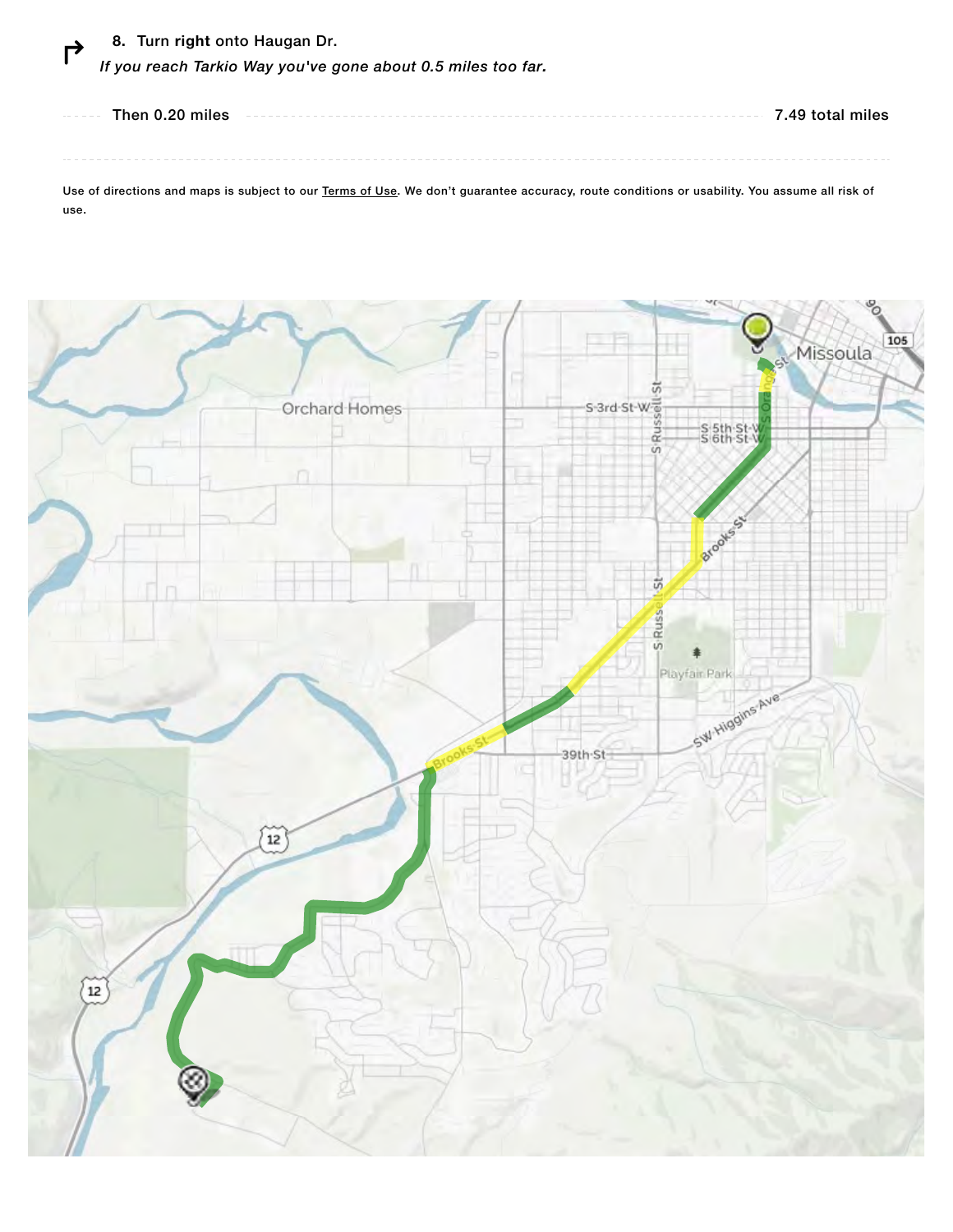8. Turn **right** onto Haugan Dr.

*If you reach Tarkio Way you've gone about 0.5 miles too far.*

Then 0.20 miles — 7.49 total miles

Use of directions and maps is subject to our Terms of Use. We don't guarantee accuracy, route conditions or usability. You assume all risk of use.